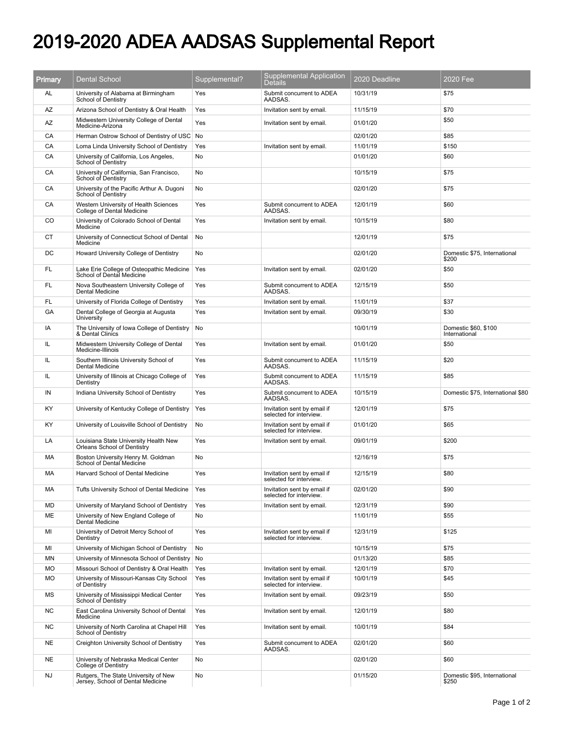# 2019-2020 ADEA AADSAS Supplemental Report

| Primary | Dental School | Supplemental? | Supplemental Application Details | 2020 Deadline | 2020 Fee |
|---|---|---|---|---|---|
| AL | University of Alabama at Birmingham School of Dentistry | Yes | Submit concurrent to ADEA AADSAS. | 10/31/19 | $75 |
| AZ | Arizona School of Dentistry & Oral Health | Yes | Invitation sent by email. | 11/15/19 | $70 |
| AZ | Midwestern University College of Dental Medicine-Arizona | Yes | Invitation sent by email. | 01/01/20 | $50 |
| CA | Herman Ostrow School of Dentistry of USC | No | | 02/01/20 | $85 |
| CA | Loma Linda University School of Dentistry | Yes | Invitation sent by email. | 11/01/19 | $150 |
| CA | University of California, Los Angeles, School of Dentistry | No | | 01/01/20 | $60 |
| CA | University of California, San Francisco, School of Dentistry | No | | 10/15/19 | $75 |
| CA | University of the Pacific Arthur A. Dugoni School of Dentistry | No | | 02/01/20 | $75 |
| CA | Western University of Health Sciences College of Dental Medicine | Yes | Submit concurrent to ADEA AADSAS. | 12/01/19 | $60 |
| CO | University of Colorado School of Dental Medicine | Yes | Invitation sent by email. | 10/15/19 | $80 |
| CT | University of Connecticut School of Dental Medicine | No | | 12/01/19 | $75 |
| DC | Howard University College of Dentistry | No | | 02/01/20 | Domestic $75, International $200 |
| FL | Lake Erie College of Osteopathic Medicine School of Dental Medicine | Yes | Invitation sent by email. | 02/01/20 | $50 |
| FL | Nova Southeastern University College of Dental Medicine | Yes | Submit concurrent to ADEA AADSAS. | 12/15/19 | $50 |
| FL | University of Florida College of Dentistry | Yes | Invitation sent by email. | 11/01/19 | $37 |
| GA | Dental College of Georgia at Augusta University | Yes | Invitation sent by email. | 09/30/19 | $30 |
| IA | The University of Iowa College of Dentistry & Dental Clinics | No | | 10/01/19 | Domestic $60, $100 International |
| IL | Midwestern University College of Dental Medicine-Illinois | Yes | Invitation sent by email. | 01/01/20 | $50 |
| IL | Southern Illinois University School of Dental Medicine | Yes | Submit concurrent to ADEA AADSAS. | 11/15/19 | $20 |
| IL | University of Illinois at Chicago College of Dentistry | Yes | Submit concurrent to ADEA AADSAS. | 11/15/19 | $85 |
| IN | Indiana University School of Dentistry | Yes | Submit concurrent to ADEA AADSAS. | 10/15/19 | Domestic $75, International $80 |
| KY | University of Kentucky College of Dentistry | Yes | Invitation sent by email if selected for interview. | 12/01/19 | $75 |
| KY | University of Louisville School of Dentistry | No | Invitation sent by email if selected for interview. | 01/01/20 | $65 |
| LA | Louisiana State University Health New Orleans School of Dentistry | Yes | Invitation sent by email. | 09/01/19 | $200 |
| MA | Boston University Henry M. Goldman School of Dental Medicine | No | | 12/16/19 | $75 |
| MA | Harvard School of Dental Medicine | Yes | Invitation sent by email if selected for interview. | 12/15/19 | $80 |
| MA | Tufts University School of Dental Medicine | Yes | Invitation sent by email if selected for interview. | 02/01/20 | $90 |
| MD | University of Maryland School of Dentistry | Yes | Invitation sent by email. | 12/31/19 | $90 |
| ME | University of New England College of Dental Medicine | No | | 11/01/19 | $55 |
| MI | University of Detroit Mercy School of Dentistry | Yes | Invitation sent by email if selected for interview. | 12/31/19 | $125 |
| MI | University of Michigan School of Dentistry | No | | 10/15/19 | $75 |
| MN | University of Minnesota School of Dentistry | No | | 01/13/20 | $85 |
| MO | Missouri School of Dentistry & Oral Health | Yes | Invitation sent by email. | 12/01/19 | $70 |
| MO | University of Missouri-Kansas City School of Dentistry | Yes | Invitation sent by email if selected for interview. | 10/01/19 | $45 |
| MS | University of Mississippi Medical Center School of Dentistry | Yes | Invitation sent by email. | 09/23/19 | $50 |
| NC | East Carolina University School of Dental Medicine | Yes | Invitation sent by email. | 12/01/19 | $80 |
| NC | University of North Carolina at Chapel Hill School of Dentistry | Yes | Invitation sent by email. | 10/01/19 | $84 |
| NE | Creighton University School of Dentistry | Yes | Submit concurrent to ADEA AADSAS. | 02/01/20 | $60 |
| NE | University of Nebraska Medical Center College of Dentistry | No | | 02/01/20 | $60 |
| NJ | Rutgers, The State University of New Jersey, School of Dental Medicine | No | | 01/15/20 | Domestic $95, International $250 |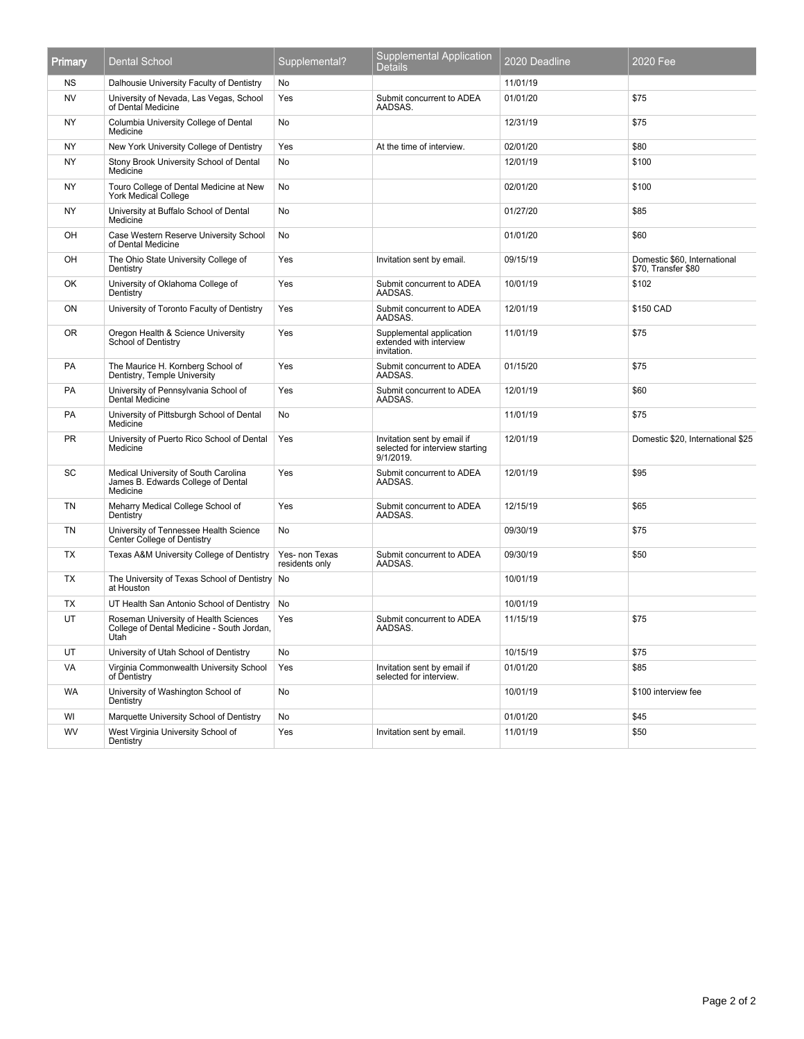| Primary | Dental School | Supplemental? | Supplemental Application Details | 2020 Deadline | 2020 Fee |
|---|---|---|---|---|---|
| NS | Dalhousie University Faculty of Dentistry | No | | 11/01/19 | |
| NV | University of Nevada, Las Vegas, School of Dental Medicine | Yes | Submit concurrent to ADEA AADSAS. | 01/01/20 | $75 |
| NY | Columbia University College of Dental Medicine | No | | 12/31/19 | $75 |
| NY | New York University College of Dentistry | Yes | At the time of interview. | 02/01/20 | $80 |
| NY | Stony Brook University School of Dental Medicine | No | | 12/01/19 | $100 |
| NY | Touro College of Dental Medicine at New York Medical College | No | | 02/01/20 | $100 |
| NY | University at Buffalo School of Dental Medicine | No | | 01/27/20 | $85 |
| OH | Case Western Reserve University School of Dental Medicine | No | | 01/01/20 | $60 |
| OH | The Ohio State University College of Dentistry | Yes | Invitation sent by email. | 09/15/19 | Domestic $60, International $70, Transfer $80 |
| OK | University of Oklahoma College of Dentistry | Yes | Submit concurrent to ADEA AADSAS. | 10/01/19 | $102 |
| ON | University of Toronto Faculty of Dentistry | Yes | Submit concurrent to ADEA AADSAS. | 12/01/19 | $150 CAD |
| OR | Oregon Health & Science University School of Dentistry | Yes | Supplemental application extended with interview invitation. | 11/01/19 | $75 |
| PA | The Maurice H. Kornberg School of Dentistry, Temple University | Yes | Submit concurrent to ADEA AADSAS. | 01/15/20 | $75 |
| PA | University of Pennsylvania School of Dental Medicine | Yes | Submit concurrent to ADEA AADSAS. | 12/01/19 | $60 |
| PA | University of Pittsburgh School of Dental Medicine | No | | 11/01/19 | $75 |
| PR | University of Puerto Rico School of Dental Medicine | Yes | Invitation sent by email if selected for interview starting 9/1/2019. | 12/01/19 | Domestic $20, International $25 |
| SC | Medical University of South Carolina James B. Edwards College of Dental Medicine | Yes | Submit concurrent to ADEA AADSAS. | 12/01/19 | $95 |
| TN | Meharry Medical College School of Dentistry | Yes | Submit concurrent to ADEA AADSAS. | 12/15/19 | $65 |
| TN | University of Tennessee Health Science Center College of Dentistry | No | | 09/30/19 | $75 |
| TX | Texas A&M University College of Dentistry | Yes- non Texas residents only | Submit concurrent to ADEA AADSAS. | 09/30/19 | $50 |
| TX | The University of Texas School of Dentistry at Houston | No | | 10/01/19 | |
| TX | UT Health San Antonio School of Dentistry | No | | 10/01/19 | |
| UT | Roseman University of Health Sciences College of Dental Medicine - South Jordan, Utah | Yes | Submit concurrent to ADEA AADSAS. | 11/15/19 | $75 |
| UT | University of Utah School of Dentistry | No | | 10/15/19 | $75 |
| VA | Virginia Commonwealth University School of Dentistry | Yes | Invitation sent by email if selected for interview. | 01/01/20 | $85 |
| WA | University of Washington School of Dentistry | No | | 10/01/19 | $100 interview fee |
| WI | Marquette University School of Dentistry | No | | 01/01/20 | $45 |
| WV | West Virginia University School of Dentistry | Yes | Invitation sent by email. | 11/01/19 | $50 |